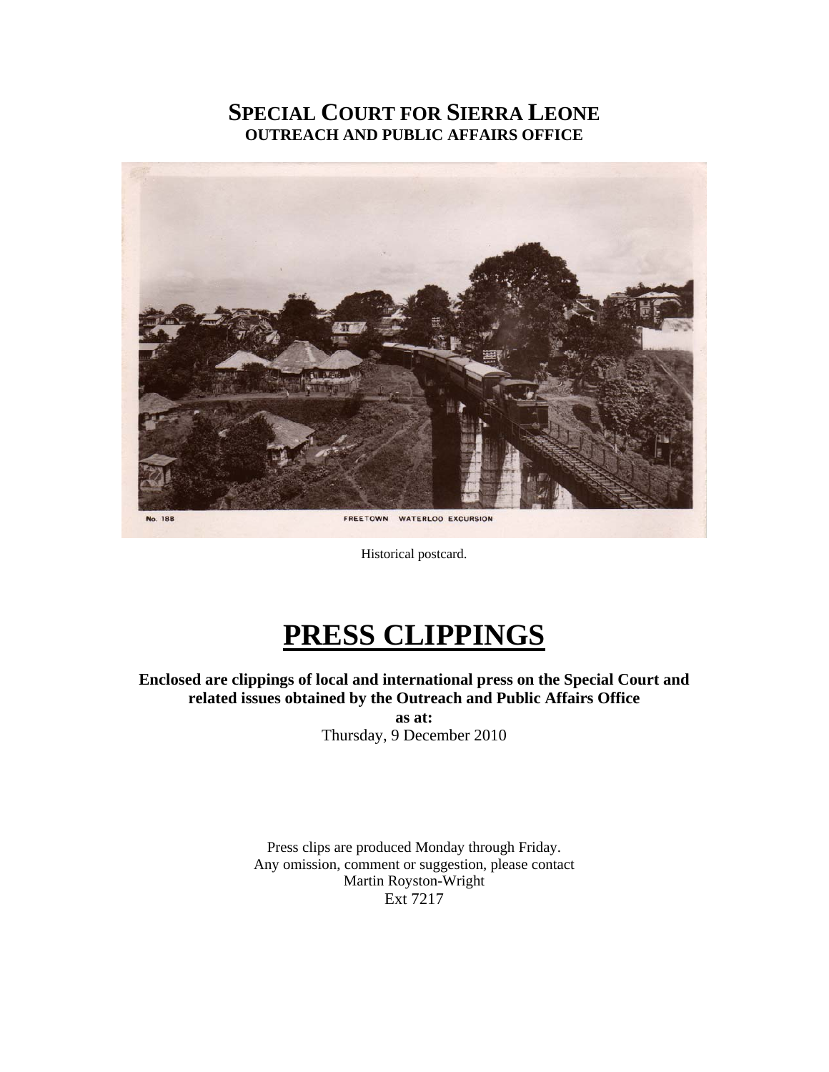# SPECIAL COURT FOR SIERRA LEONE
## OUTREACH AND PUBLIC AFFAIRS OFFICE

Historical postcard.

# PRESS CLIPPINGS

**Enclosed are clippings of local and international press on the Special Court and related issues obtained by the Outreach and Public Affairs Office**

**as at:**

Thursday, 9 December 2010

Press clips are produced Monday through Friday.
Any omission, comment or suggestion, please contact
Martin Royston-Wright
Ext 7217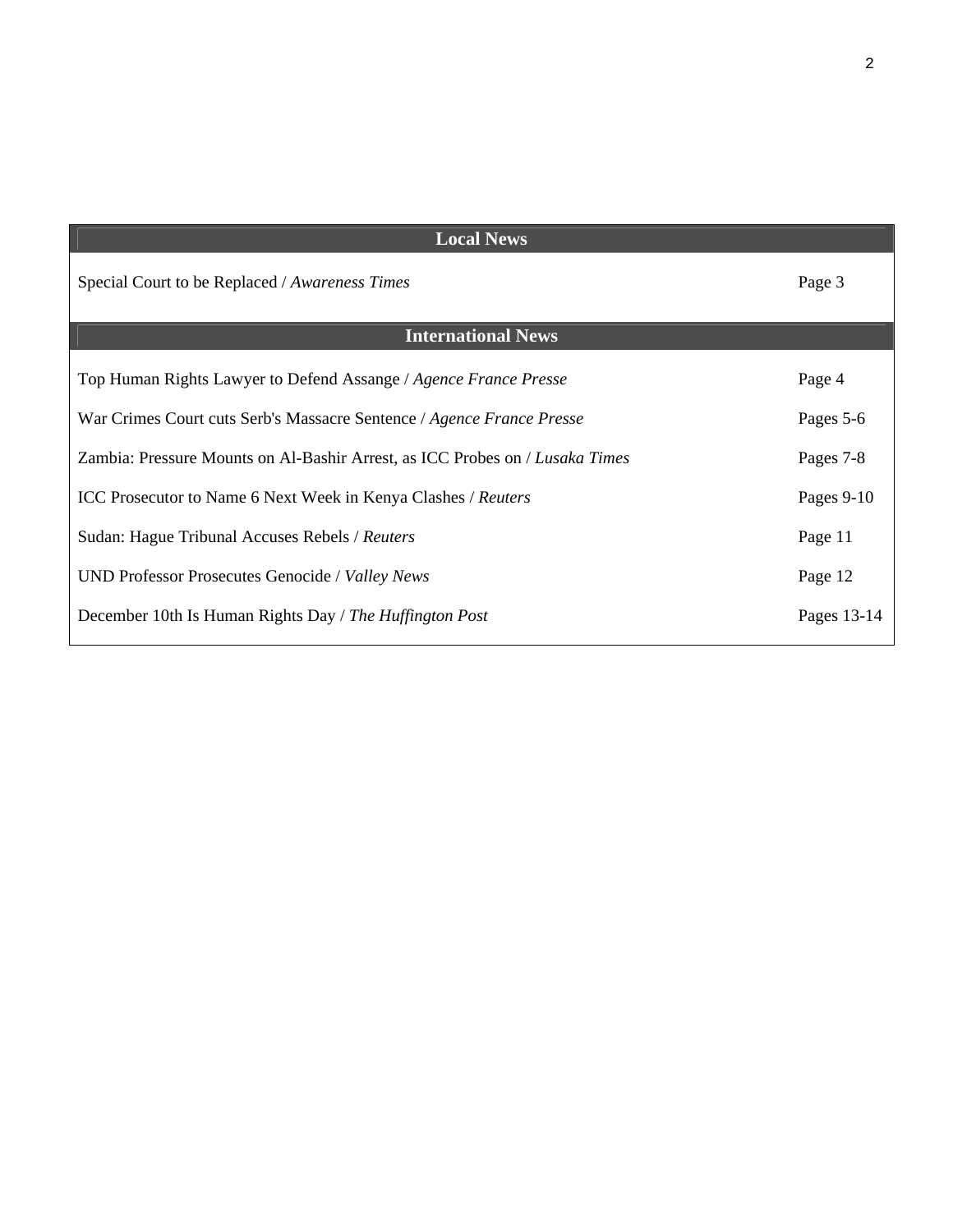| Local News | |
|---|---|
| Special Court to be Replaced / *Awareness Times* | Page 3 |
| **International News** | |
| Top Human Rights Lawyer to Defend Assange / *Agence France Presse* | Page 4 |
| War Crimes Court cuts Serb's Massacre Sentence / *Agence France Presse* | Pages 5-6 |
| Zambia: Pressure Mounts on Al-Bashir Arrest, as ICC Probes on / *Lusaka Times* | Pages 7-8 |
| ICC Prosecutor to Name 6 Next Week in Kenya Clashes / *Reuters* | Pages 9-10 |
| Sudan: Hague Tribunal Accuses Rebels / *Reuters* | Page 11 |
| UND Professor Prosecutes Genocide / *Valley News* | Page 12 |
| December 10th Is Human Rights Day / *The Huffington Post* | Pages 13-14 |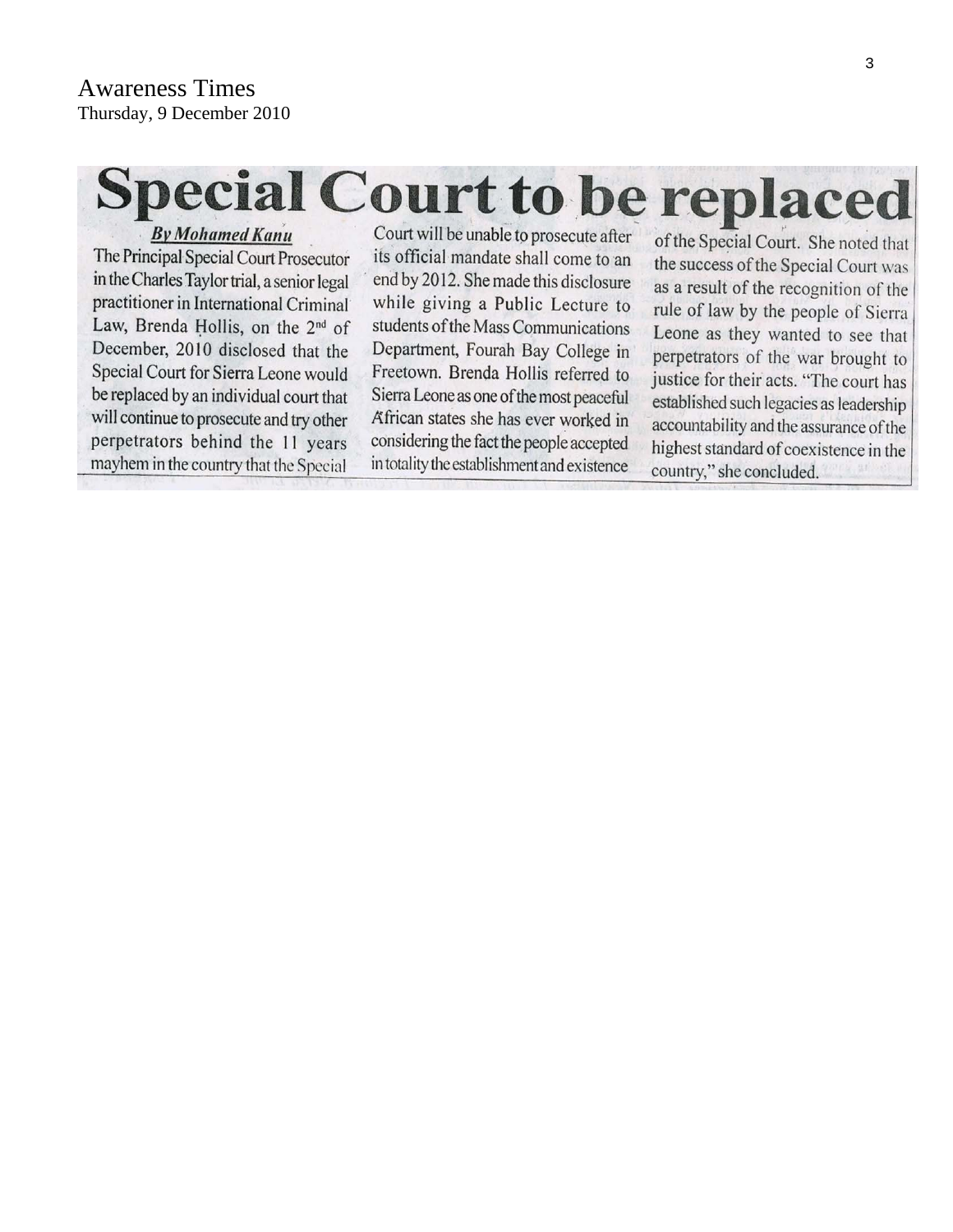Awareness Times
Thursday, 9 December 2010

# Special Court to be replaced

***By Mohamed Kanu***

The Principal Special Court Prosecutor in the Charles Taylor trial, a senior legal practitioner in International Criminal Law, Brenda Hollis, on the 2nd of December, 2010 disclosed that the Special Court for Sierra Leone would be replaced by an individual court that will continue to prosecute and try other perpetrators behind the 11 years mayhem in the country that the Special Court will be unable to prosecute after its official mandate shall come to an end by 2012. She made this disclosure while giving a Public Lecture to students of the Mass Communications Department, Fourah Bay College in Freetown. Brenda Hollis referred to Sierra Leone as one of the most peaceful African states she has ever worked in considering the fact the people accepted in totality the establishment and existence of the Special Court. She noted that the success of the Special Court was as a result of the recognition of the rule of law by the people of Sierra Leone as they wanted to see that perpetrators of the war brought to justice for their acts. "The court has established such legacies as leadership accountability and the assurance of the highest standard of coexistence in the country," she concluded.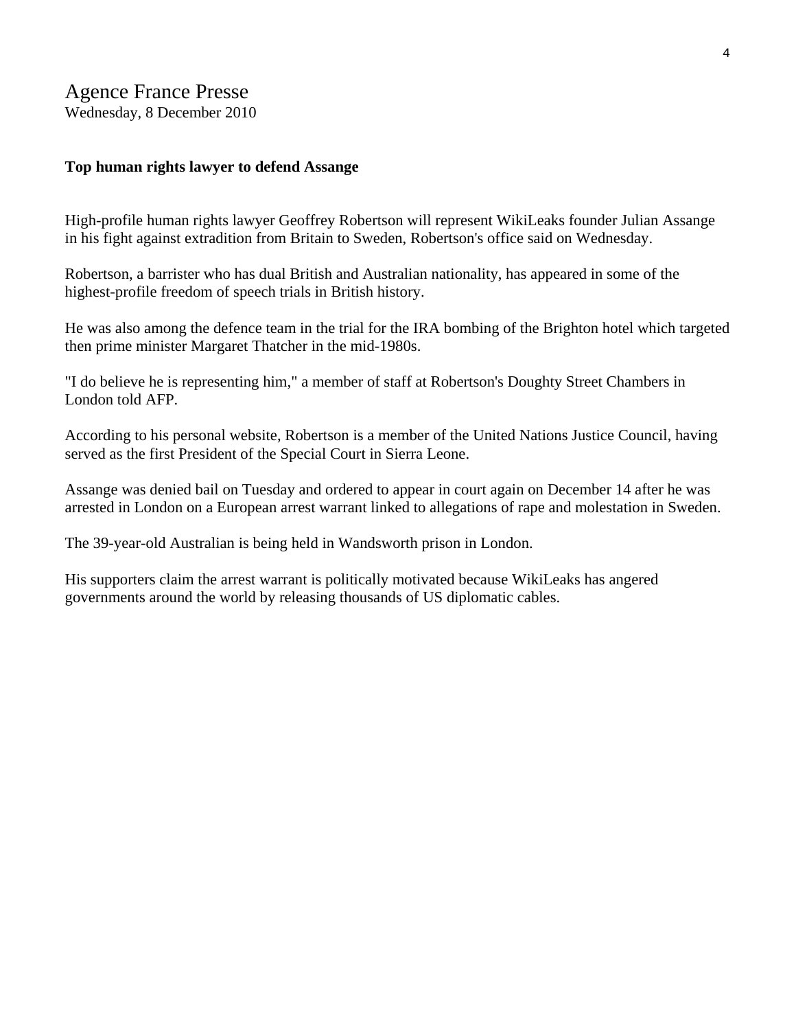## Agence France Presse

Wednesday, 8 December 2010

**Top human rights lawyer to defend Assange**

High-profile human rights lawyer Geoffrey Robertson will represent WikiLeaks founder Julian Assange in his fight against extradition from Britain to Sweden, Robertson's office said on Wednesday.

Robertson, a barrister who has dual British and Australian nationality, has appeared in some of the highest-profile freedom of speech trials in British history.

He was also among the defence team in the trial for the IRA bombing of the Brighton hotel which targeted then prime minister Margaret Thatcher in the mid-1980s.

"I do believe he is representing him," a member of staff at Robertson's Doughty Street Chambers in London told AFP.

According to his personal website, Robertson is a member of the United Nations Justice Council, having served as the first President of the Special Court in Sierra Leone.

Assange was denied bail on Tuesday and ordered to appear in court again on December 14 after he was arrested in London on a European arrest warrant linked to allegations of rape and molestation in Sweden.

The 39-year-old Australian is being held in Wandsworth prison in London.

His supporters claim the arrest warrant is politically motivated because WikiLeaks has angered governments around the world by releasing thousands of US diplomatic cables.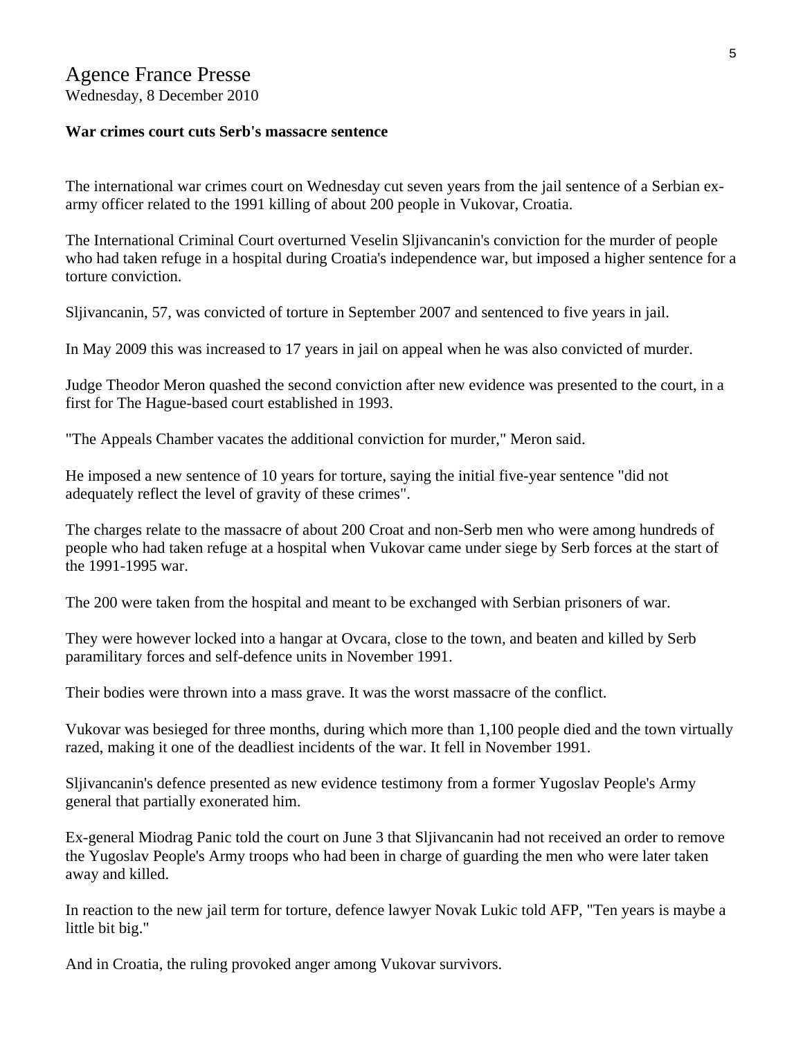# Agence France Presse

Wednesday, 8 December 2010

**War crimes court cuts Serb's massacre sentence**

The international war crimes court on Wednesday cut seven years from the jail sentence of a Serbian ex-army officer related to the 1991 killing of about 200 people in Vukovar, Croatia.

The International Criminal Court overturned Veselin Sljivancanin's conviction for the murder of people who had taken refuge in a hospital during Croatia's independence war, but imposed a higher sentence for a torture conviction.

Sljivancanin, 57, was convicted of torture in September 2007 and sentenced to five years in jail.

In May 2009 this was increased to 17 years in jail on appeal when he was also convicted of murder.

Judge Theodor Meron quashed the second conviction after new evidence was presented to the court, in a first for The Hague-based court established in 1993.

"The Appeals Chamber vacates the additional conviction for murder," Meron said.

He imposed a new sentence of 10 years for torture, saying the initial five-year sentence "did not adequately reflect the level of gravity of these crimes".

The charges relate to the massacre of about 200 Croat and non-Serb men who were among hundreds of people who had taken refuge at a hospital when Vukovar came under siege by Serb forces at the start of the 1991-1995 war.

The 200 were taken from the hospital and meant to be exchanged with Serbian prisoners of war.

They were however locked into a hangar at Ovcara, close to the town, and beaten and killed by Serb paramilitary forces and self-defence units in November 1991.

Their bodies were thrown into a mass grave. It was the worst massacre of the conflict.

Vukovar was besieged for three months, during which more than 1,100 people died and the town virtually razed, making it one of the deadliest incidents of the war. It fell in November 1991.

Sljivancanin's defence presented as new evidence testimony from a former Yugoslav People's Army general that partially exonerated him.

Ex-general Miodrag Panic told the court on June 3 that Sljivancanin had not received an order to remove the Yugoslav People's Army troops who had been in charge of guarding the men who were later taken away and killed.

In reaction to the new jail term for torture, defence lawyer Novak Lukic told AFP, "Ten years is maybe a little bit big."

And in Croatia, the ruling provoked anger among Vukovar survivors.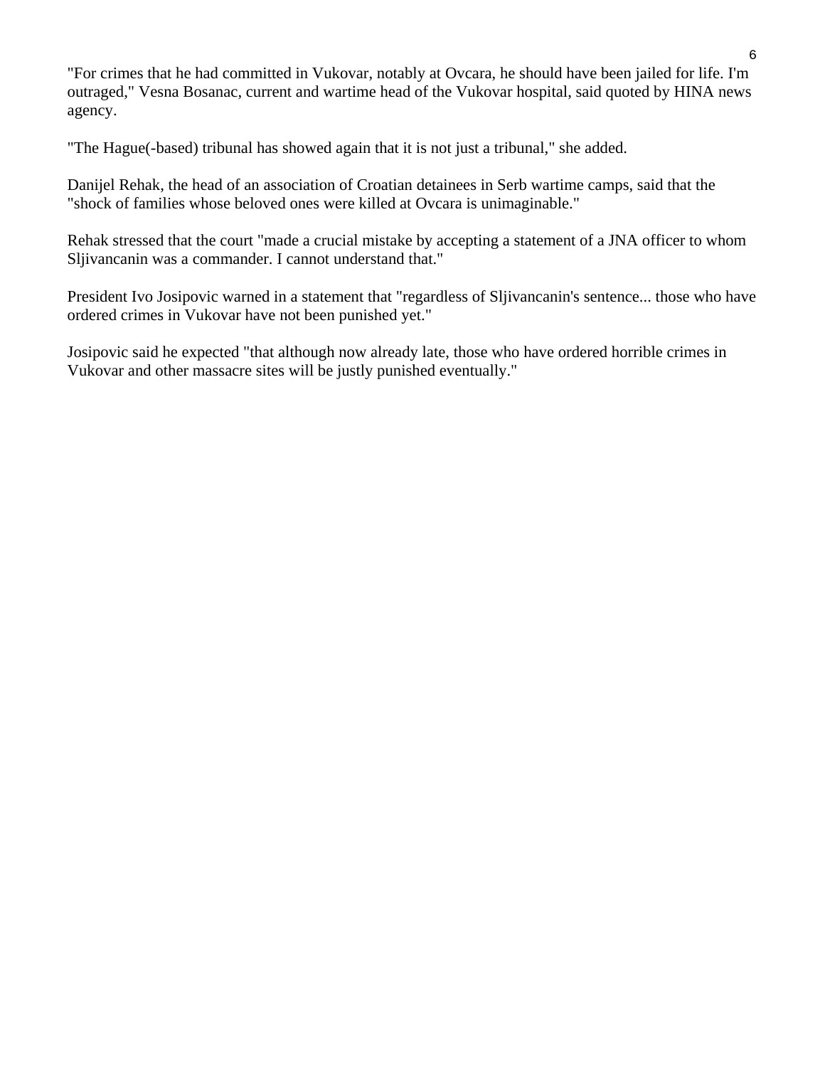"For crimes that he had committed in Vukovar, notably at Ovcara, he should have been jailed for life. I'm outraged," Vesna Bosanac, current and wartime head of the Vukovar hospital, said quoted by HINA news agency.

"The Hague(-based) tribunal has showed again that it is not just a tribunal," she added.

Danijel Rehak, the head of an association of Croatian detainees in Serb wartime camps, said that the "shock of families whose beloved ones were killed at Ovcara is unimaginable."

Rehak stressed that the court "made a crucial mistake by accepting a statement of a JNA officer to whom Sljivancanin was a commander. I cannot understand that."

President Ivo Josipovic warned in a statement that "regardless of Sljivancanin's sentence... those who have ordered crimes in Vukovar have not been punished yet."

Josipovic said he expected "that although now already late, those who have ordered horrible crimes in Vukovar and other massacre sites will be justly punished eventually."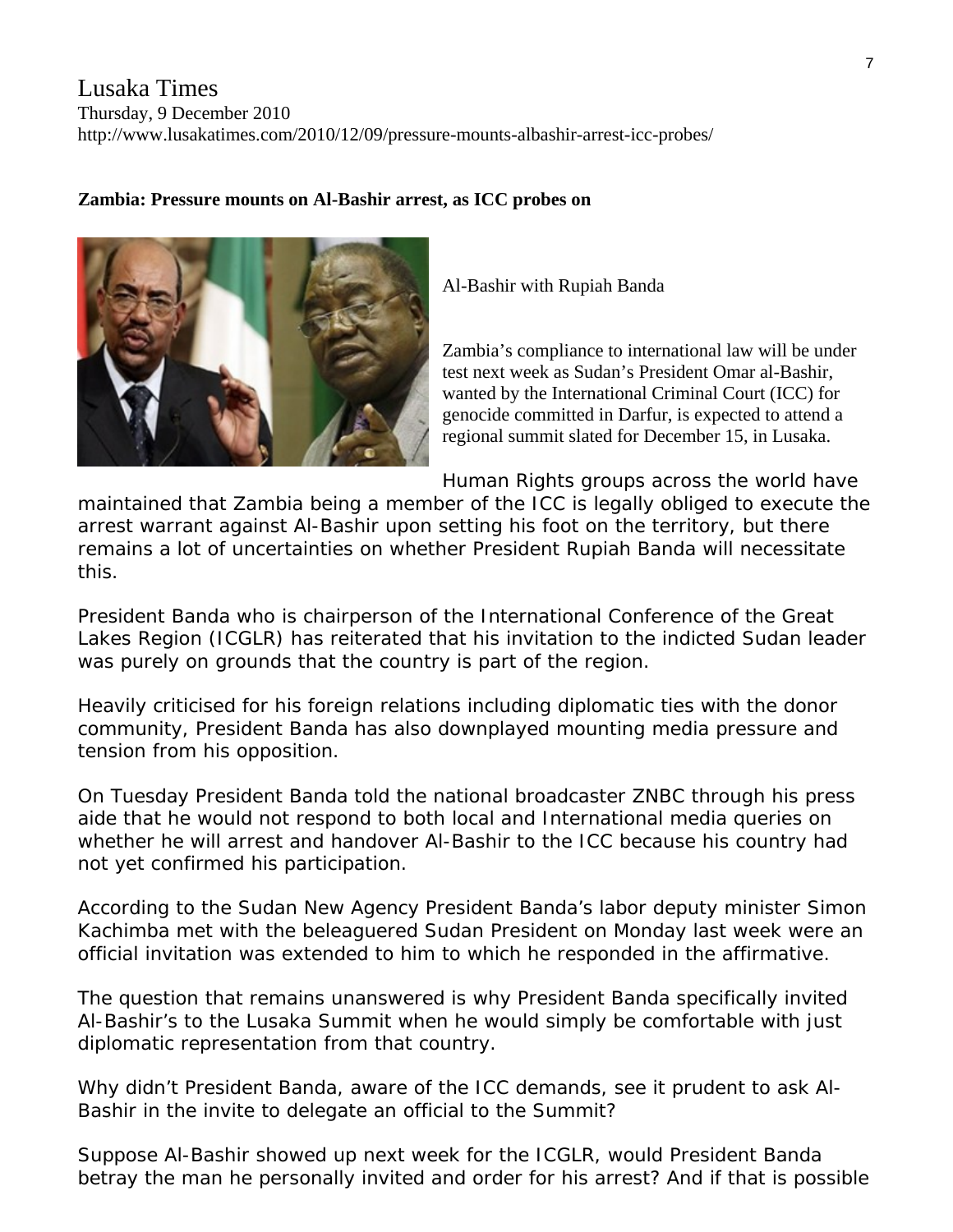Lusaka Times
Thursday, 9 December 2010
http://www.lusakatimes.com/2010/12/09/pressure-mounts-albashir-arrest-icc-probes/

**Zambia: Pressure mounts on Al-Bashir arrest, as ICC probes on**

Al-Bashir with Rupiah Banda

Zambia's compliance to international law will be under test next week as Sudan's President Omar al-Bashir, wanted by the International Criminal Court (ICC) for genocide committed in Darfur, is expected to attend a regional summit slated for December 15, in Lusaka.

Human Rights groups across the world have maintained that Zambia being a member of the ICC is legally obliged to execute the arrest warrant against Al-Bashir upon setting his foot on the territory, but there remains a lot of uncertainties on whether President Rupiah Banda will necessitate this.

President Banda who is chairperson of the International Conference of the Great Lakes Region (ICGLR) has reiterated that his invitation to the indicted Sudan leader was purely on grounds that the country is part of the region.

Heavily criticised for his foreign relations including diplomatic ties with the donor community, President Banda has also downplayed mounting media pressure and tension from his opposition.

On Tuesday President Banda told the national broadcaster ZNBC through his press aide that he would not respond to both local and International media queries on whether he will arrest and handover Al-Bashir to the ICC because his country had not yet confirmed his participation.

According to the Sudan New Agency President Banda's labor deputy minister Simon Kachimba met with the beleaguered Sudan President on Monday last week were an official invitation was extended to him to which he responded in the affirmative.

The question that remains unanswered is why President Banda specifically invited Al-Bashir's to the Lusaka Summit when he would simply be comfortable with just diplomatic representation from that country.

Why didn't President Banda, aware of the ICC demands, see it prudent to ask Al-Bashir in the invite to delegate an official to the Summit?

Suppose Al-Bashir showed up next week for the ICGLR, would President Banda betray the man he personally invited and order for his arrest? And if that is possible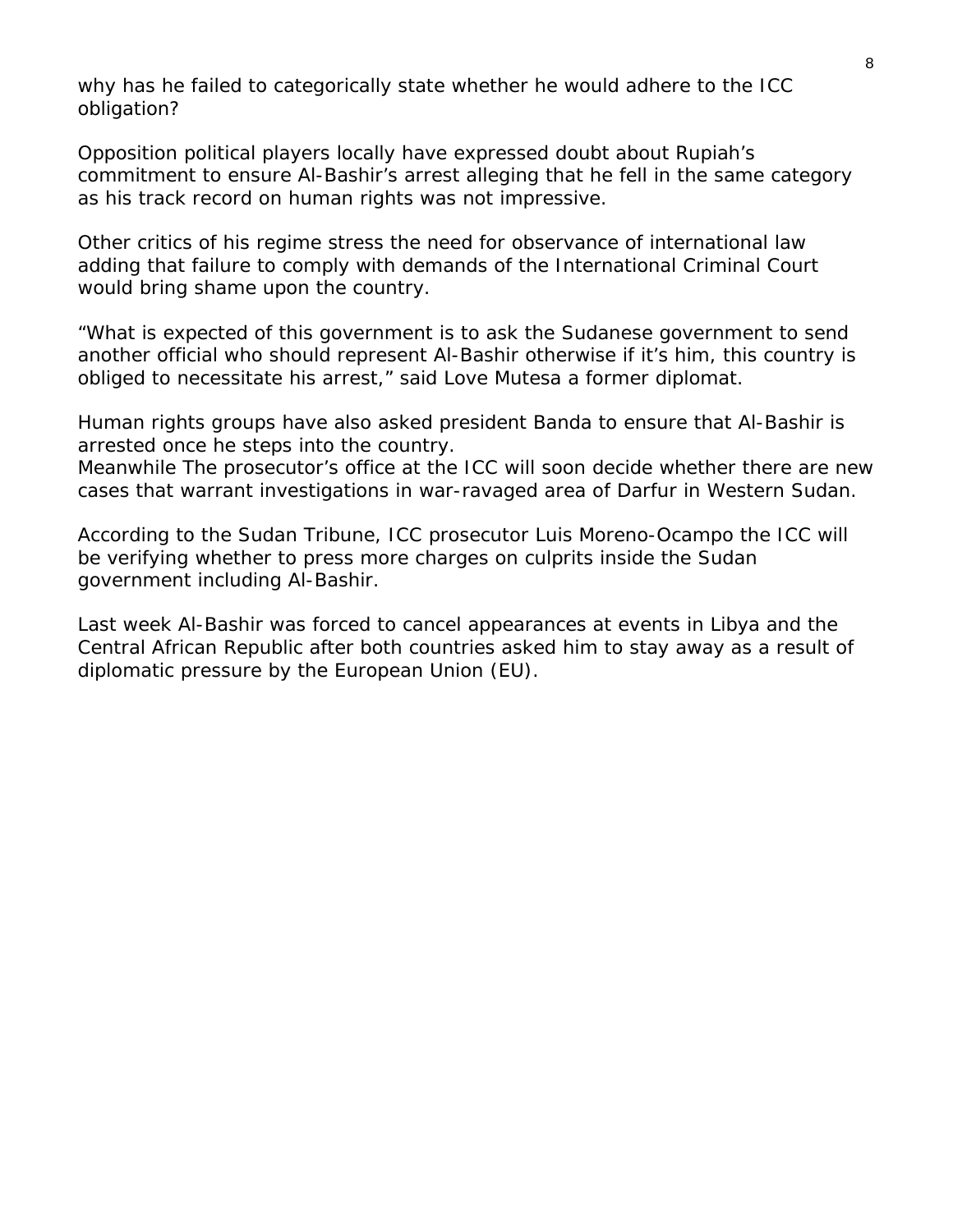why has he failed to categorically state whether he would adhere to the ICC obligation?

Opposition political players locally have expressed doubt about Rupiah's commitment to ensure Al-Bashir's arrest alleging that he fell in the same category as his track record on human rights was not impressive.

Other critics of his regime stress the need for observance of international law adding that failure to comply with demands of the International Criminal Court would bring shame upon the country.

"What is expected of this government is to ask the Sudanese government to send another official who should represent Al-Bashir otherwise if it's him, this country is obliged to necessitate his arrest," said Love Mutesa a former diplomat.

Human rights groups have also asked president Banda to ensure that Al-Bashir is arrested once he steps into the country.
Meanwhile The prosecutor's office at the ICC will soon decide whether there are new cases that warrant investigations in war-ravaged area of Darfur in Western Sudan.

According to the Sudan Tribune, ICC prosecutor Luis Moreno-Ocampo the ICC will be verifying whether to press more charges on culprits inside the Sudan government including Al-Bashir.

Last week Al-Bashir was forced to cancel appearances at events in Libya and the Central African Republic after both countries asked him to stay away as a result of diplomatic pressure by the European Union (EU).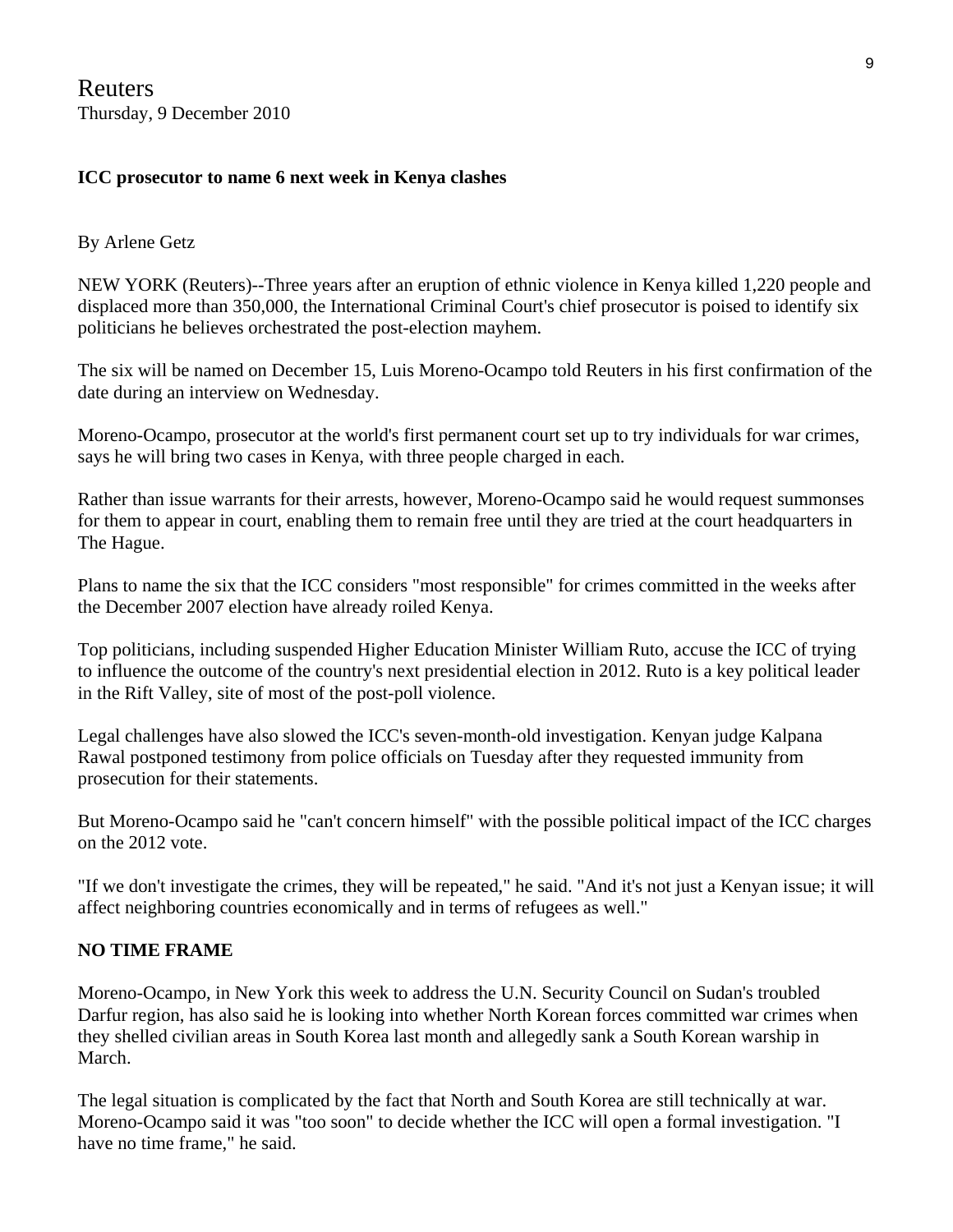Reuters
Thursday, 9 December 2010

**ICC prosecutor to name 6 next week in Kenya clashes**

By Arlene Getz

NEW YORK (Reuters)--Three years after an eruption of ethnic violence in Kenya killed 1,220 people and displaced more than 350,000, the International Criminal Court's chief prosecutor is poised to identify six politicians he believes orchestrated the post-election mayhem.

The six will be named on December 15, Luis Moreno-Ocampo told Reuters in his first confirmation of the date during an interview on Wednesday.

Moreno-Ocampo, prosecutor at the world's first permanent court set up to try individuals for war crimes, says he will bring two cases in Kenya, with three people charged in each.

Rather than issue warrants for their arrests, however, Moreno-Ocampo said he would request summonses for them to appear in court, enabling them to remain free until they are tried at the court headquarters in The Hague.

Plans to name the six that the ICC considers "most responsible" for crimes committed in the weeks after the December 2007 election have already roiled Kenya.

Top politicians, including suspended Higher Education Minister William Ruto, accuse the ICC of trying to influence the outcome of the country's next presidential election in 2012. Ruto is a key political leader in the Rift Valley, site of most of the post-poll violence.

Legal challenges have also slowed the ICC's seven-month-old investigation. Kenyan judge Kalpana Rawal postponed testimony from police officials on Tuesday after they requested immunity from prosecution for their statements.

But Moreno-Ocampo said he "can't concern himself" with the possible political impact of the ICC charges on the 2012 vote.

"If we don't investigate the crimes, they will be repeated," he said. "And it's not just a Kenyan issue; it will affect neighboring countries economically and in terms of refugees as well."

**NO TIME FRAME**

Moreno-Ocampo, in New York this week to address the U.N. Security Council on Sudan's troubled Darfur region, has also said he is looking into whether North Korean forces committed war crimes when they shelled civilian areas in South Korea last month and allegedly sank a South Korean warship in March.

The legal situation is complicated by the fact that North and South Korea are still technically at war. Moreno-Ocampo said it was "too soon" to decide whether the ICC will open a formal investigation. "I have no time frame," he said.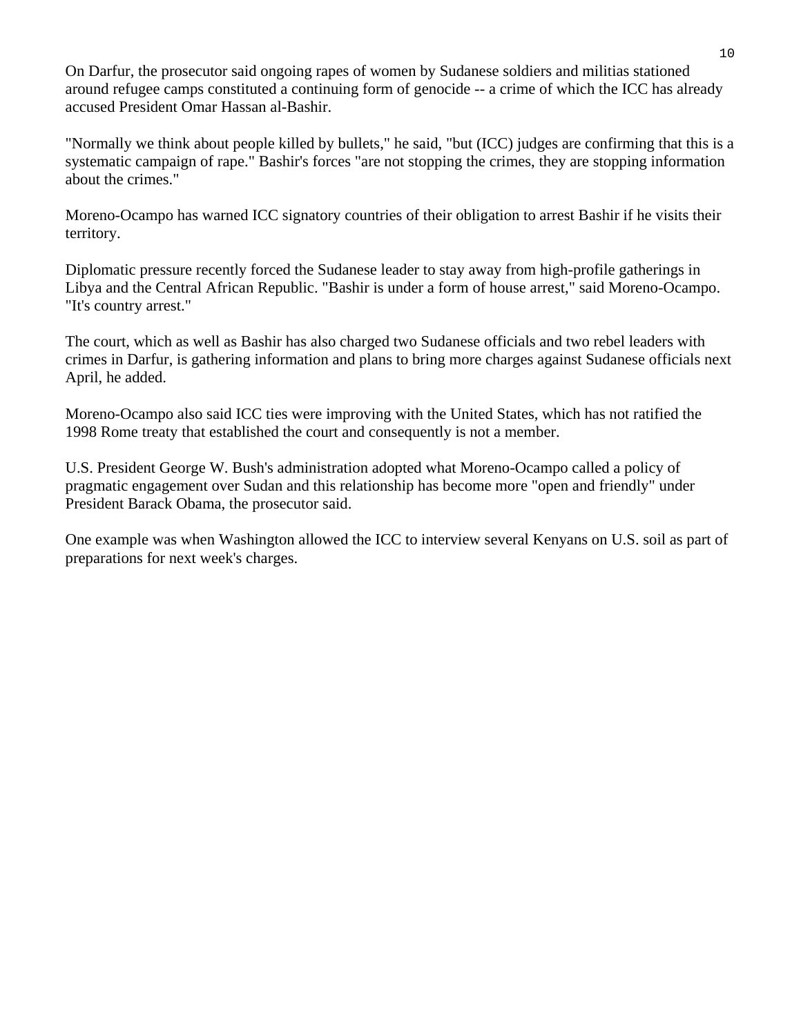On Darfur, the prosecutor said ongoing rapes of women by Sudanese soldiers and militias stationed around refugee camps constituted a continuing form of genocide -- a crime of which the ICC has already accused President Omar Hassan al-Bashir.

"Normally we think about people killed by bullets," he said, "but (ICC) judges are confirming that this is a systematic campaign of rape." Bashir's forces "are not stopping the crimes, they are stopping information about the crimes."

Moreno-Ocampo has warned ICC signatory countries of their obligation to arrest Bashir if he visits their territory.

Diplomatic pressure recently forced the Sudanese leader to stay away from high-profile gatherings in Libya and the Central African Republic. "Bashir is under a form of house arrest," said Moreno-Ocampo. "It's country arrest."

The court, which as well as Bashir has also charged two Sudanese officials and two rebel leaders with crimes in Darfur, is gathering information and plans to bring more charges against Sudanese officials next April, he added.

Moreno-Ocampo also said ICC ties were improving with the United States, which has not ratified the 1998 Rome treaty that established the court and consequently is not a member.

U.S. President George W. Bush's administration adopted what Moreno-Ocampo called a policy of pragmatic engagement over Sudan and this relationship has become more "open and friendly" under President Barack Obama, the prosecutor said.

One example was when Washington allowed the ICC to interview several Kenyans on U.S. soil as part of preparations for next week's charges.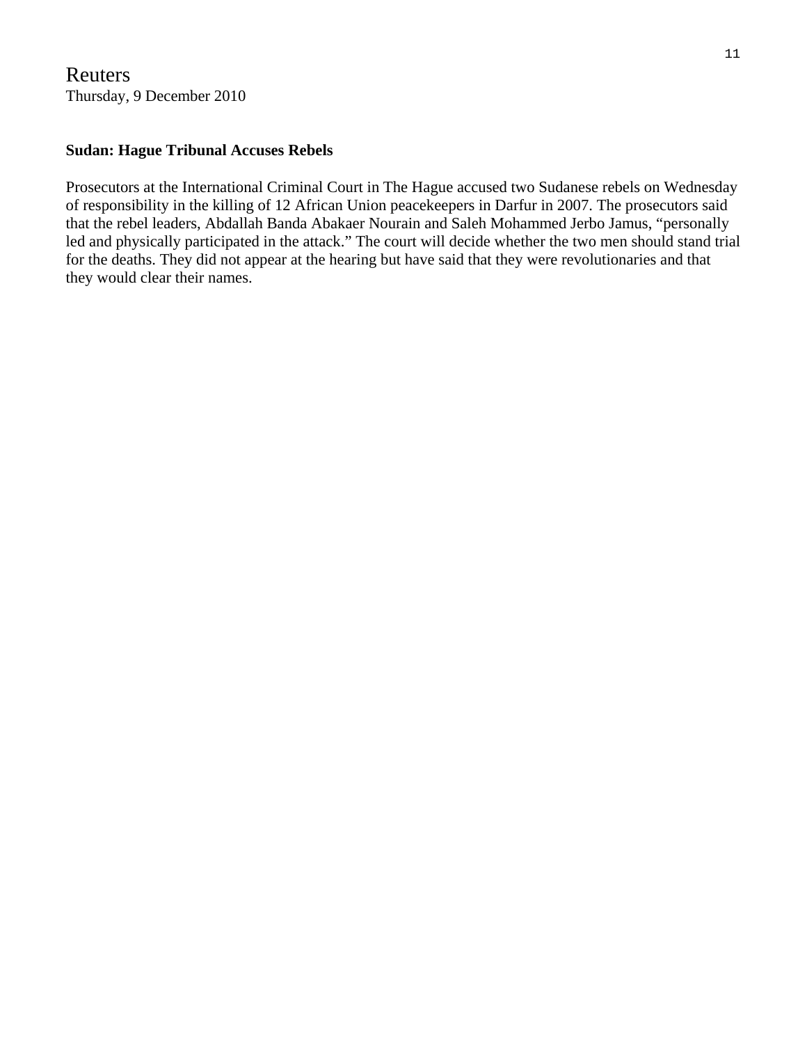Reuters
Thursday, 9 December 2010

**Sudan: Hague Tribunal Accuses Rebels**

Prosecutors at the International Criminal Court in The Hague accused two Sudanese rebels on Wednesday of responsibility in the killing of 12 African Union peacekeepers in Darfur in 2007. The prosecutors said that the rebel leaders, Abdallah Banda Abakaer Nourain and Saleh Mohammed Jerbo Jamus, "personally led and physically participated in the attack." The court will decide whether the two men should stand trial for the deaths. They did not appear at the hearing but have said that they were revolutionaries and that they would clear their names.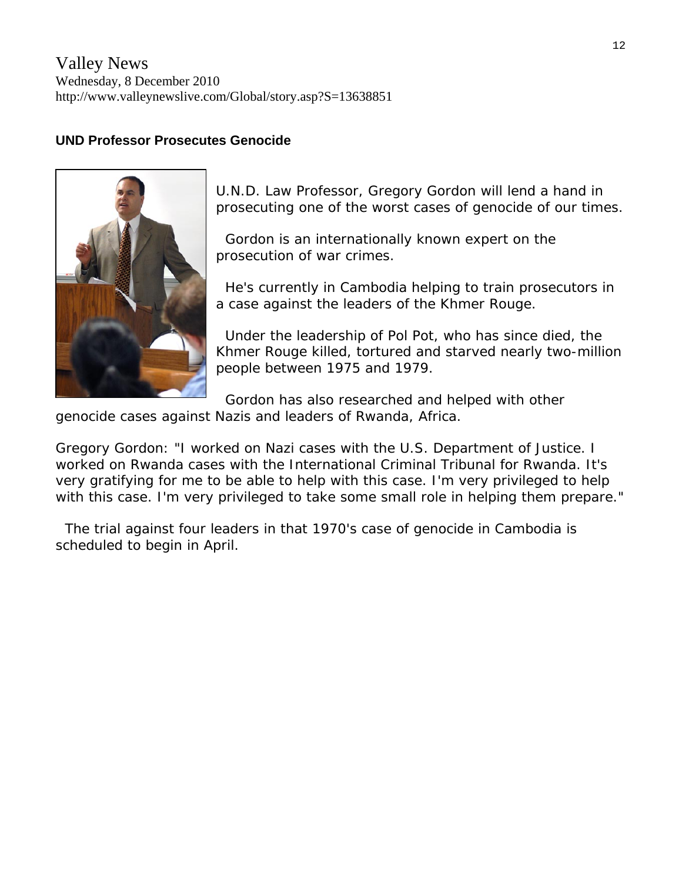Valley News
Wednesday, 8 December 2010
http://www.valleynewslive.com/Global/story.asp?S=13638851

**UND Professor Prosecutes Genocide**

U.N.D. Law Professor, Gregory Gordon will lend a hand in prosecuting one of the worst cases of genocide of our times.

Gordon is an internationally known expert on the prosecution of war crimes.

He's currently in Cambodia helping to train prosecutors in a case against the leaders of the Khmer Rouge.

Under the leadership of Pol Pot, who has since died, the Khmer Rouge killed, tortured and starved nearly two-million people between 1975 and 1979.

Gordon has also researched and helped with other genocide cases against Nazis and leaders of Rwanda, Africa.

Gregory Gordon: "I worked on Nazi cases with the U.S. Department of Justice. I worked on Rwanda cases with the International Criminal Tribunal for Rwanda. It's very gratifying for me to be able to help with this case. I'm very privileged to help with this case. I'm very privileged to take some small role in helping them prepare."

The trial against four leaders in that 1970's case of genocide in Cambodia is scheduled to begin in April.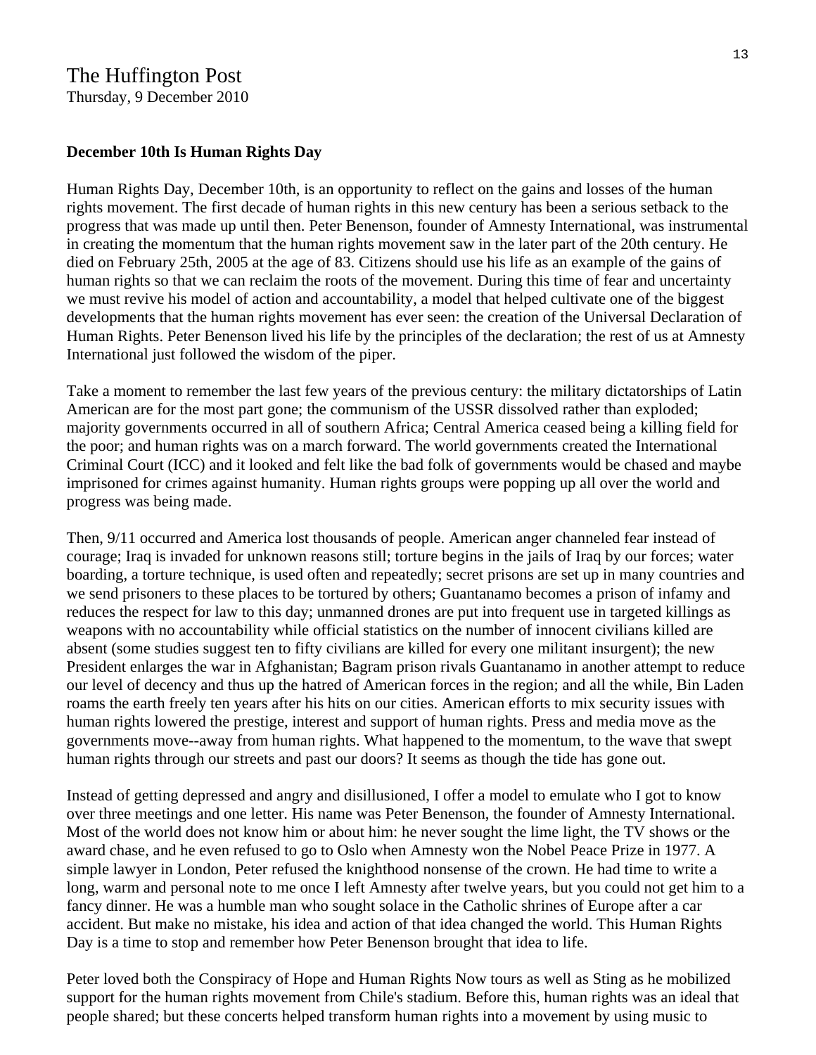The Huffington Post
Thursday, 9 December 2010

**December 10th Is Human Rights Day**

Human Rights Day, December 10th, is an opportunity to reflect on the gains and losses of the human rights movement. The first decade of human rights in this new century has been a serious setback to the progress that was made up until then. Peter Benenson, founder of Amnesty International, was instrumental in creating the momentum that the human rights movement saw in the later part of the 20th century. He died on February 25th, 2005 at the age of 83. Citizens should use his life as an example of the gains of human rights so that we can reclaim the roots of the movement. During this time of fear and uncertainty we must revive his model of action and accountability, a model that helped cultivate one of the biggest developments that the human rights movement has ever seen: the creation of the Universal Declaration of Human Rights. Peter Benenson lived his life by the principles of the declaration; the rest of us at Amnesty International just followed the wisdom of the piper.

Take a moment to remember the last few years of the previous century: the military dictatorships of Latin American are for the most part gone; the communism of the USSR dissolved rather than exploded; majority governments occurred in all of southern Africa; Central America ceased being a killing field for the poor; and human rights was on a march forward. The world governments created the International Criminal Court (ICC) and it looked and felt like the bad folk of governments would be chased and maybe imprisoned for crimes against humanity. Human rights groups were popping up all over the world and progress was being made.

Then, 9/11 occurred and America lost thousands of people. American anger channeled fear instead of courage; Iraq is invaded for unknown reasons still; torture begins in the jails of Iraq by our forces; water boarding, a torture technique, is used often and repeatedly; secret prisons are set up in many countries and we send prisoners to these places to be tortured by others; Guantanamo becomes a prison of infamy and reduces the respect for law to this day; unmanned drones are put into frequent use in targeted killings as weapons with no accountability while official statistics on the number of innocent civilians killed are absent (some studies suggest ten to fifty civilians are killed for every one militant insurgent); the new President enlarges the war in Afghanistan; Bagram prison rivals Guantanamo in another attempt to reduce our level of decency and thus up the hatred of American forces in the region; and all the while, Bin Laden roams the earth freely ten years after his hits on our cities. American efforts to mix security issues with human rights lowered the prestige, interest and support of human rights. Press and media move as the governments move--away from human rights. What happened to the momentum, to the wave that swept human rights through our streets and past our doors? It seems as though the tide has gone out.

Instead of getting depressed and angry and disillusioned, I offer a model to emulate who I got to know over three meetings and one letter. His name was Peter Benenson, the founder of Amnesty International. Most of the world does not know him or about him: he never sought the lime light, the TV shows or the award chase, and he even refused to go to Oslo when Amnesty won the Nobel Peace Prize in 1977. A simple lawyer in London, Peter refused the knighthood nonsense of the crown. He had time to write a long, warm and personal note to me once I left Amnesty after twelve years, but you could not get him to a fancy dinner. He was a humble man who sought solace in the Catholic shrines of Europe after a car accident. But make no mistake, his idea and action of that idea changed the world. This Human Rights Day is a time to stop and remember how Peter Benenson brought that idea to life.

Peter loved both the Conspiracy of Hope and Human Rights Now tours as well as Sting as he mobilized support for the human rights movement from Chile's stadium. Before this, human rights was an ideal that people shared; but these concerts helped transform human rights into a movement by using music to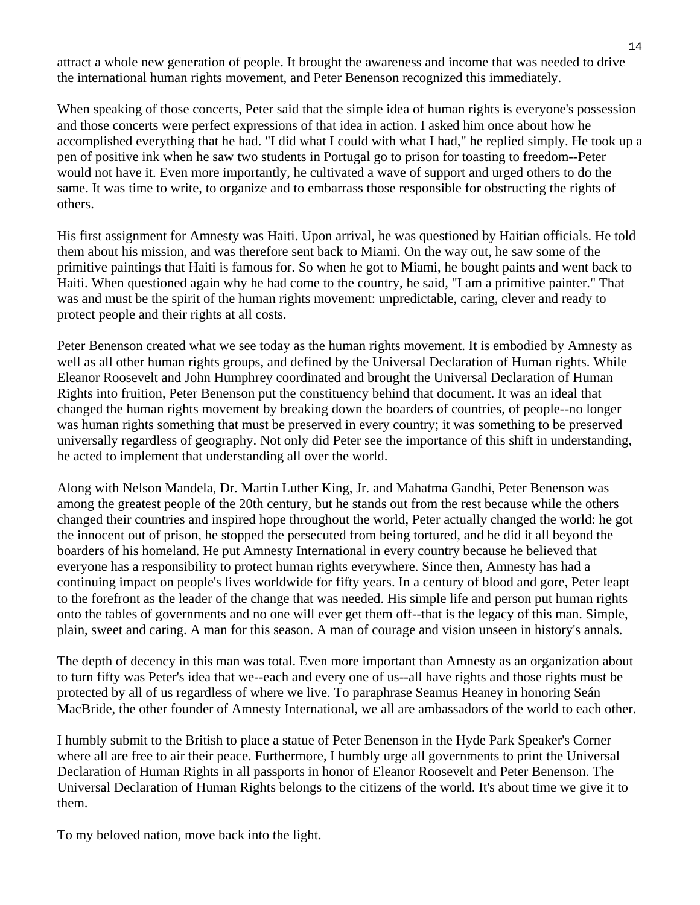attract a whole new generation of people. It brought the awareness and income that was needed to drive the international human rights movement, and Peter Benenson recognized this immediately.

When speaking of those concerts, Peter said that the simple idea of human rights is everyone's possession and those concerts were perfect expressions of that idea in action. I asked him once about how he accomplished everything that he had. "I did what I could with what I had," he replied simply. He took up a pen of positive ink when he saw two students in Portugal go to prison for toasting to freedom--Peter would not have it. Even more importantly, he cultivated a wave of support and urged others to do the same. It was time to write, to organize and to embarrass those responsible for obstructing the rights of others.

His first assignment for Amnesty was Haiti. Upon arrival, he was questioned by Haitian officials. He told them about his mission, and was therefore sent back to Miami. On the way out, he saw some of the primitive paintings that Haiti is famous for. So when he got to Miami, he bought paints and went back to Haiti. When questioned again why he had come to the country, he said, "I am a primitive painter." That was and must be the spirit of the human rights movement: unpredictable, caring, clever and ready to protect people and their rights at all costs.

Peter Benenson created what we see today as the human rights movement. It is embodied by Amnesty as well as all other human rights groups, and defined by the Universal Declaration of Human rights. While Eleanor Roosevelt and John Humphrey coordinated and brought the Universal Declaration of Human Rights into fruition, Peter Benenson put the constituency behind that document. It was an ideal that changed the human rights movement by breaking down the boarders of countries, of people--no longer was human rights something that must be preserved in every country; it was something to be preserved universally regardless of geography. Not only did Peter see the importance of this shift in understanding, he acted to implement that understanding all over the world.

Along with Nelson Mandela, Dr. Martin Luther King, Jr. and Mahatma Gandhi, Peter Benenson was among the greatest people of the 20th century, but he stands out from the rest because while the others changed their countries and inspired hope throughout the world, Peter actually changed the world: he got the innocent out of prison, he stopped the persecuted from being tortured, and he did it all beyond the boarders of his homeland. He put Amnesty International in every country because he believed that everyone has a responsibility to protect human rights everywhere. Since then, Amnesty has had a continuing impact on people's lives worldwide for fifty years. In a century of blood and gore, Peter leapt to the forefront as the leader of the change that was needed. His simple life and person put human rights onto the tables of governments and no one will ever get them off--that is the legacy of this man. Simple, plain, sweet and caring. A man for this season. A man of courage and vision unseen in history's annals.

The depth of decency in this man was total. Even more important than Amnesty as an organization about to turn fifty was Peter's idea that we--each and every one of us--all have rights and those rights must be protected by all of us regardless of where we live. To paraphrase Seamus Heaney in honoring Seán MacBride, the other founder of Amnesty International, we all are ambassadors of the world to each other.

I humbly submit to the British to place a statue of Peter Benenson in the Hyde Park Speaker's Corner where all are free to air their peace. Furthermore, I humbly urge all governments to print the Universal Declaration of Human Rights in all passports in honor of Eleanor Roosevelt and Peter Benenson. The Universal Declaration of Human Rights belongs to the citizens of the world. It's about time we give it to them.

To my beloved nation, move back into the light.